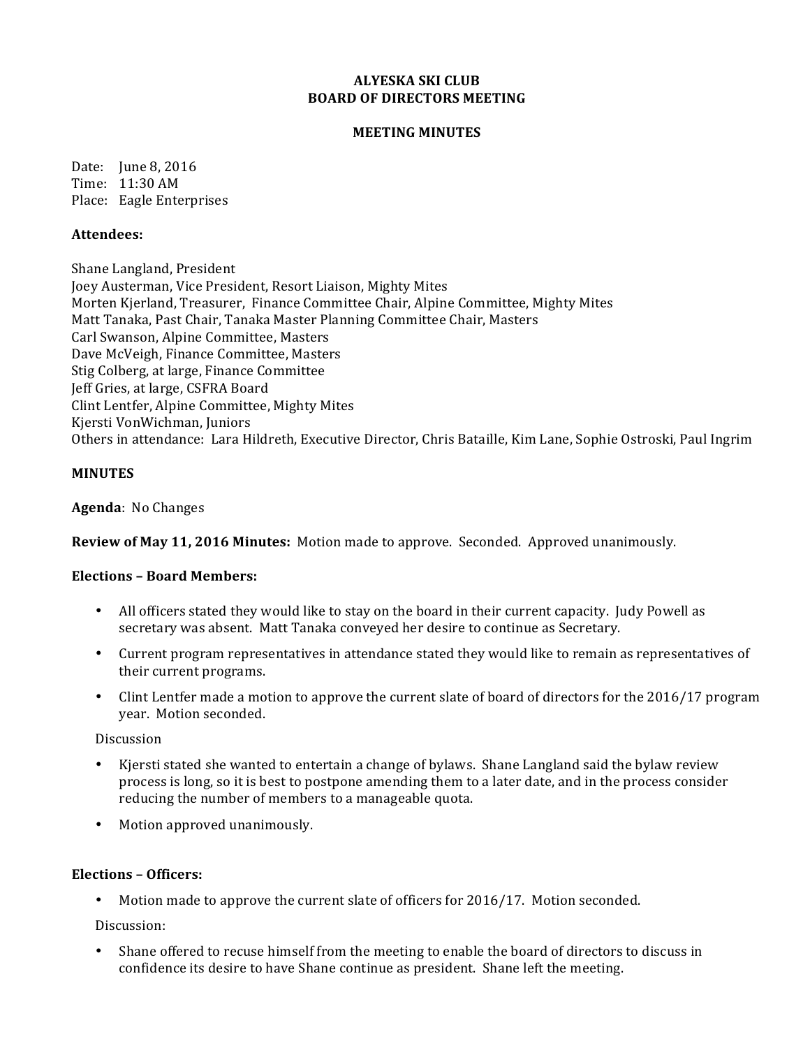# ALYESKA SKI CLUB
# BOARD OF DIRECTORS MEETING

## MEETING MINUTES

Date: June 8, 2016
Time: 11:30 AM
Place: Eagle Enterprises

**Attendees:**

Shane Langland, President
Joey Austerman, Vice President, Resort Liaison, Mighty Mites
Morten Kjerland, Treasurer, Finance Committee Chair, Alpine Committee, Mighty Mites
Matt Tanaka, Past Chair, Tanaka Master Planning Committee Chair, Masters
Carl Swanson, Alpine Committee, Masters
Dave McVeigh, Finance Committee, Masters
Stig Colberg, at large, Finance Committee
Jeff Gries, at large, CSFRA Board
Clint Lentfer, Alpine Committee, Mighty Mites
Kjersti VonWichman, Juniors
Others in attendance: Lara Hildreth, Executive Director, Chris Bataille, Kim Lane, Sophie Ostroski, Paul Ingrim

**MINUTES**

**Agenda**: No Changes

**Review of May 11, 2016 Minutes:** Motion made to approve. Seconded. Approved unanimously.

**Elections – Board Members:**

- All officers stated they would like to stay on the board in their current capacity. Judy Powell as secretary was absent. Matt Tanaka conveyed her desire to continue as Secretary.
- Current program representatives in attendance stated they would like to remain as representatives of their current programs.
- Clint Lentfer made a motion to approve the current slate of board of directors for the 2016/17 program year. Motion seconded.

Discussion

- Kjersti stated she wanted to entertain a change of bylaws. Shane Langland said the bylaw review process is long, so it is best to postpone amending them to a later date, and in the process consider reducing the number of members to a manageable quota.
- Motion approved unanimously.

**Elections – Officers:**

- Motion made to approve the current slate of officers for 2016/17. Motion seconded.

Discussion:

- Shane offered to recuse himself from the meeting to enable the board of directors to discuss in confidence its desire to have Shane continue as president. Shane left the meeting.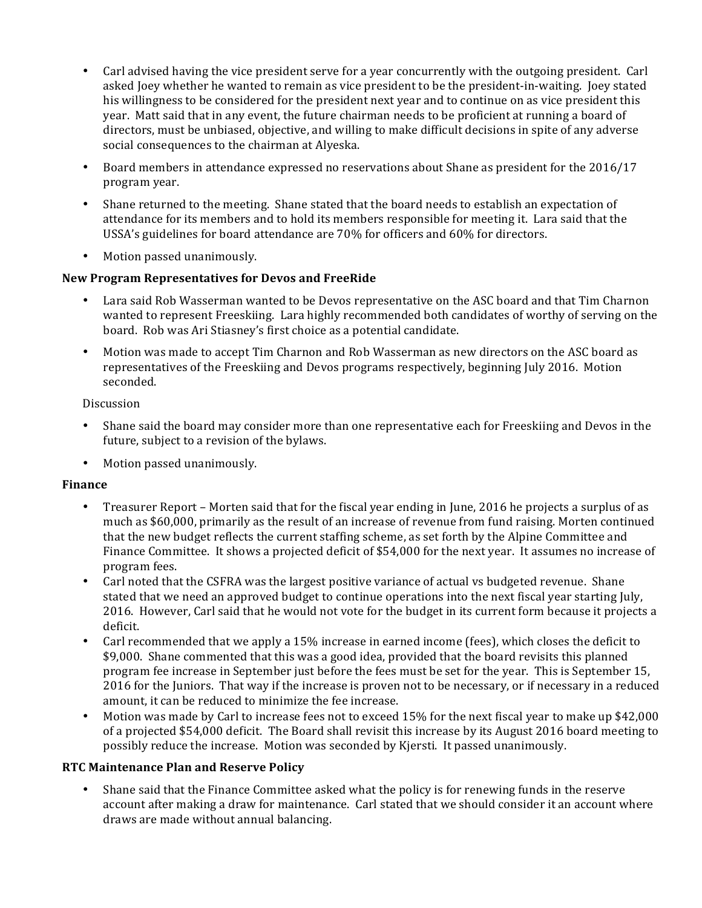- Carl advised having the vice president serve for a year concurrently with the outgoing president. Carl asked Joey whether he wanted to remain as vice president to be the president-in-waiting. Joey stated his willingness to be considered for the president next year and to continue on as vice president this year. Matt said that in any event, the future chairman needs to be proficient at running a board of directors, must be unbiased, objective, and willing to make difficult decisions in spite of any adverse social consequences to the chairman at Alyeska.
- Board members in attendance expressed no reservations about Shane as president for the 2016/17 program year.
- Shane returned to the meeting. Shane stated that the board needs to establish an expectation of attendance for its members and to hold its members responsible for meeting it. Lara said that the USSA's guidelines for board attendance are 70% for officers and 60% for directors.
- Motion passed unanimously.

**New Program Representatives for Devos and FreeRide**

- Lara said Rob Wasserman wanted to be Devos representative on the ASC board and that Tim Charnon wanted to represent Freeskiing. Lara highly recommended both candidates of worthy of serving on the board. Rob was Ari Stiasney's first choice as a potential candidate.
- Motion was made to accept Tim Charnon and Rob Wasserman as new directors on the ASC board as representatives of the Freeskiing and Devos programs respectively, beginning July 2016. Motion seconded.

Discussion

- Shane said the board may consider more than one representative each for Freeskiing and Devos in the future, subject to a revision of the bylaws.
- Motion passed unanimously.

**Finance**

- Treasurer Report – Morten said that for the fiscal year ending in June, 2016 he projects a surplus of as much as $60,000, primarily as the result of an increase of revenue from fund raising. Morten continued that the new budget reflects the current staffing scheme, as set forth by the Alpine Committee and Finance Committee. It shows a projected deficit of $54,000 for the next year. It assumes no increase of program fees.
- Carl noted that the CSFRA was the largest positive variance of actual vs budgeted revenue. Shane stated that we need an approved budget to continue operations into the next fiscal year starting July, 2016. However, Carl said that he would not vote for the budget in its current form because it projects a deficit.
- Carl recommended that we apply a 15% increase in earned income (fees), which closes the deficit to $9,000. Shane commented that this was a good idea, provided that the board revisits this planned program fee increase in September just before the fees must be set for the year. This is September 15, 2016 for the Juniors. That way if the increase is proven not to be necessary, or if necessary in a reduced amount, it can be reduced to minimize the fee increase.
- Motion was made by Carl to increase fees not to exceed 15% for the next fiscal year to make up $42,000 of a projected $54,000 deficit. The Board shall revisit this increase by its August 2016 board meeting to possibly reduce the increase. Motion was seconded by Kjersti. It passed unanimously.

**RTC Maintenance Plan and Reserve Policy**

- Shane said that the Finance Committee asked what the policy is for renewing funds in the reserve account after making a draw for maintenance. Carl stated that we should consider it an account where draws are made without annual balancing.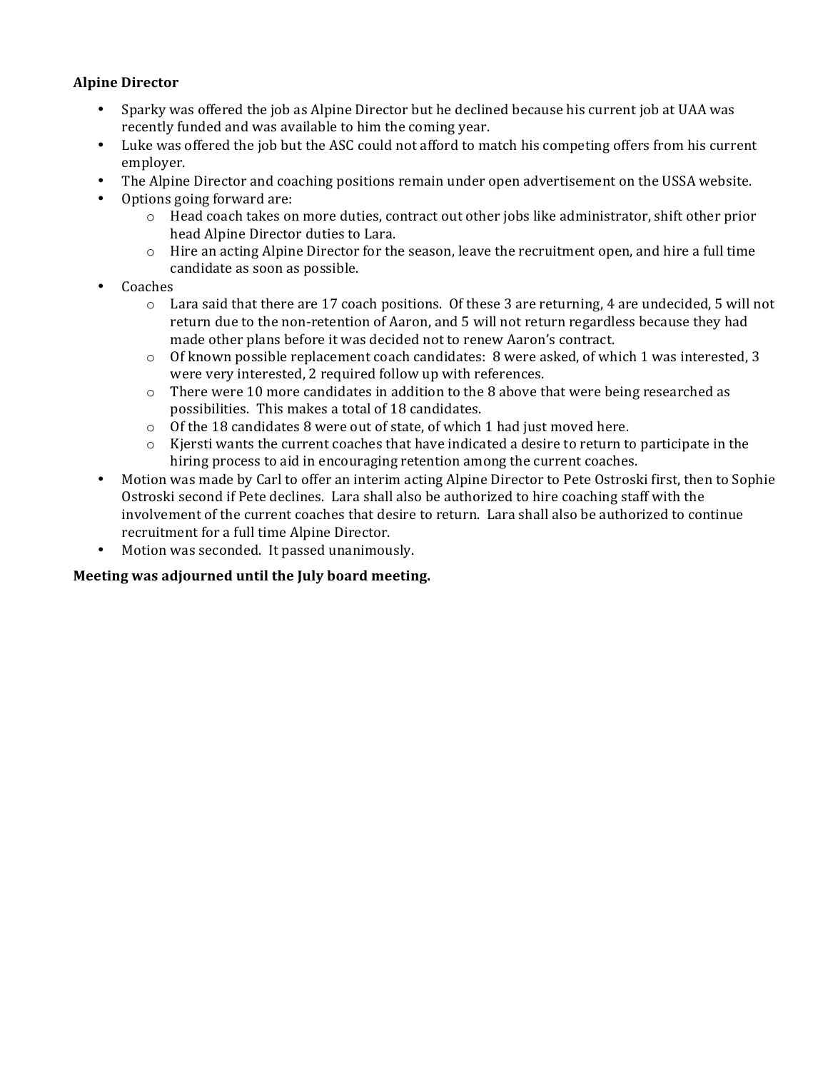**Alpine Director**

- Sparky was offered the job as Alpine Director but he declined because his current job at UAA was recently funded and was available to him the coming year.
- Luke was offered the job but the ASC could not afford to match his competing offers from his current employer.
- The Alpine Director and coaching positions remain under open advertisement on the USSA website.
- Options going forward are:
  - Head coach takes on more duties, contract out other jobs like administrator, shift other prior head Alpine Director duties to Lara.
  - Hire an acting Alpine Director for the season, leave the recruitment open, and hire a full time candidate as soon as possible.
- Coaches
  - Lara said that there are 17 coach positions. Of these 3 are returning, 4 are undecided, 5 will not return due to the non-retention of Aaron, and 5 will not return regardless because they had made other plans before it was decided not to renew Aaron's contract.
  - Of known possible replacement coach candidates: 8 were asked, of which 1 was interested, 3 were very interested, 2 required follow up with references.
  - There were 10 more candidates in addition to the 8 above that were being researched as possibilities. This makes a total of 18 candidates.
  - Of the 18 candidates 8 were out of state, of which 1 had just moved here.
  - Kjersti wants the current coaches that have indicated a desire to return to participate in the hiring process to aid in encouraging retention among the current coaches.
- Motion was made by Carl to offer an interim acting Alpine Director to Pete Ostroski first, then to Sophie Ostroski second if Pete declines. Lara shall also be authorized to hire coaching staff with the involvement of the current coaches that desire to return. Lara shall also be authorized to continue recruitment for a full time Alpine Director.
- Motion was seconded. It passed unanimously.

**Meeting was adjourned until the July board meeting.**